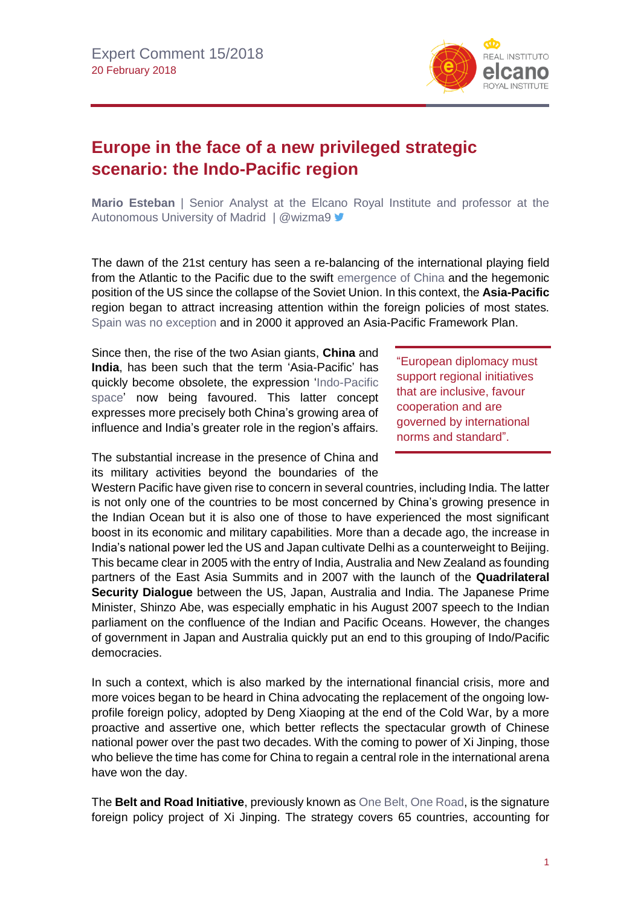Expert Comment 15/2018
20 February 2018

# Europe in the face of a new privileged strategic scenario: the Indo-Pacific region

**Mario Esteban** | Senior Analyst at the Elcano Royal Institute and professor at the Autonomous University of Madrid | @wizma9

The dawn of the 21st century has seen a re-balancing of the international playing field from the Atlantic to the Pacific due to the swift emergence of China and the hegemonic position of the US since the collapse of the Soviet Union. In this context, the **Asia-Pacific** region began to attract increasing attention within the foreign policies of most states. Spain was no exception and in 2000 it approved an Asia-Pacific Framework Plan.

Since then, the rise of the two Asian giants, **China** and **India**, has been such that the term 'Asia-Pacific' has quickly become obsolete, the expression 'Indo-Pacific space' now being favoured. This latter concept expresses more precisely both China's growing area of influence and India's greater role in the region's affairs.

> "European diplomacy must support regional initiatives that are inclusive, favour cooperation and are governed by international norms and standard".

The substantial increase in the presence of China and its military activities beyond the boundaries of the Western Pacific have given rise to concern in several countries, including India. The latter is not only one of the countries to be most concerned by China's growing presence in the Indian Ocean but it is also one of those to have experienced the most significant boost in its economic and military capabilities. More than a decade ago, the increase in India's national power led the US and Japan cultivate Delhi as a counterweight to Beijing. This became clear in 2005 with the entry of India, Australia and New Zealand as founding partners of the East Asia Summits and in 2007 with the launch of the **Quadrilateral Security Dialogue** between the US, Japan, Australia and India. The Japanese Prime Minister, Shinzo Abe, was especially emphatic in his August 2007 speech to the Indian parliament on the confluence of the Indian and Pacific Oceans. However, the changes of government in Japan and Australia quickly put an end to this grouping of Indo/Pacific democracies.

In such a context, which is also marked by the international financial crisis, more and more voices began to be heard in China advocating the replacement of the ongoing low-profile foreign policy, adopted by Deng Xiaoping at the end of the Cold War, by a more proactive and assertive one, which better reflects the spectacular growth of Chinese national power over the past two decades. With the coming to power of Xi Jinping, those who believe the time has come for China to regain a central role in the international arena have won the day.

The **Belt and Road Initiative**, previously known as One Belt, One Road, is the signature foreign policy project of Xi Jinping. The strategy covers 65 countries, accounting for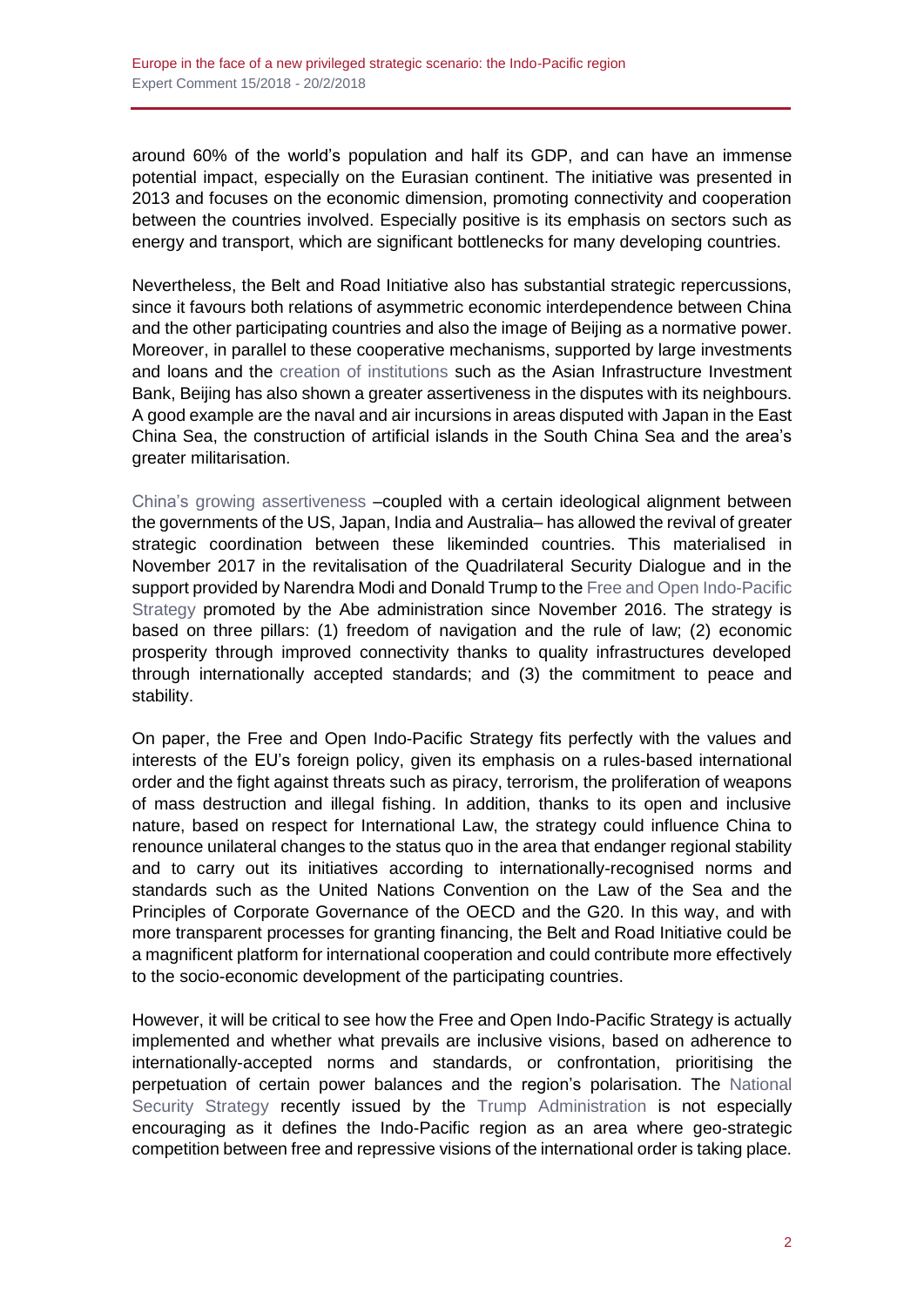around 60% of the world's population and half its GDP, and can have an immense potential impact, especially on the Eurasian continent. The initiative was presented in 2013 and focuses on the economic dimension, promoting connectivity and cooperation between the countries involved. Especially positive is its emphasis on sectors such as energy and transport, which are significant bottlenecks for many developing countries.

Nevertheless, the Belt and Road Initiative also has substantial strategic repercussions, since it favours both relations of asymmetric economic interdependence between China and the other participating countries and also the image of Beijing as a normative power. Moreover, in parallel to these cooperative mechanisms, supported by large investments and loans and the creation of institutions such as the Asian Infrastructure Investment Bank, Beijing has also shown a greater assertiveness in the disputes with its neighbours. A good example are the naval and air incursions in areas disputed with Japan in the East China Sea, the construction of artificial islands in the South China Sea and the area's greater militarisation.

China's growing assertiveness –coupled with a certain ideological alignment between the governments of the US, Japan, India and Australia– has allowed the revival of greater strategic coordination between these likeminded countries. This materialised in November 2017 in the revitalisation of the Quadrilateral Security Dialogue and in the support provided by Narendra Modi and Donald Trump to the Free and Open Indo-Pacific Strategy promoted by the Abe administration since November 2016. The strategy is based on three pillars: (1) freedom of navigation and the rule of law; (2) economic prosperity through improved connectivity thanks to quality infrastructures developed through internationally accepted standards; and (3) the commitment to peace and stability.

On paper, the Free and Open Indo-Pacific Strategy fits perfectly with the values and interests of the EU's foreign policy, given its emphasis on a rules-based international order and the fight against threats such as piracy, terrorism, the proliferation of weapons of mass destruction and illegal fishing. In addition, thanks to its open and inclusive nature, based on respect for International Law, the strategy could influence China to renounce unilateral changes to the status quo in the area that endanger regional stability and to carry out its initiatives according to internationally-recognised norms and standards such as the United Nations Convention on the Law of the Sea and the Principles of Corporate Governance of the OECD and the G20. In this way, and with more transparent processes for granting financing, the Belt and Road Initiative could be a magnificent platform for international cooperation and could contribute more effectively to the socio-economic development of the participating countries.

However, it will be critical to see how the Free and Open Indo-Pacific Strategy is actually implemented and whether what prevails are inclusive visions, based on adherence to internationally-accepted norms and standards, or confrontation, prioritising the perpetuation of certain power balances and the region's polarisation. The National Security Strategy recently issued by the Trump Administration is not especially encouraging as it defines the Indo-Pacific region as an area where geo-strategic competition between free and repressive visions of the international order is taking place.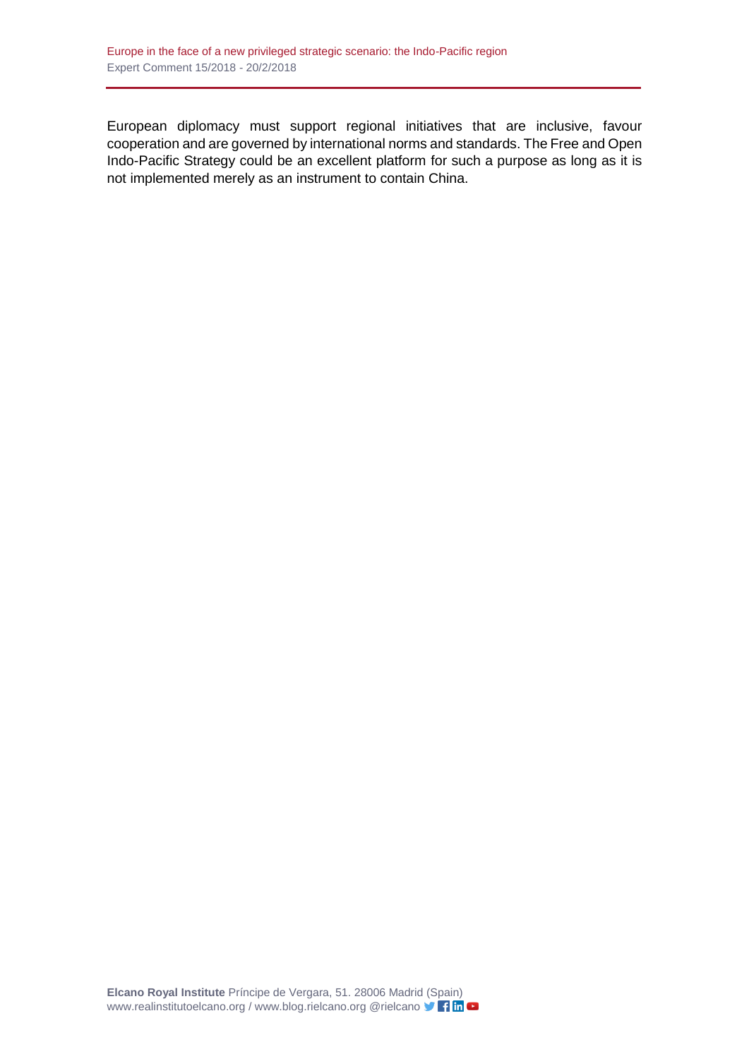European diplomacy must support regional initiatives that are inclusive, favour cooperation and are governed by international norms and standards. The Free and Open Indo-Pacific Strategy could be an excellent platform for such a purpose as long as it is not implemented merely as an instrument to contain China.